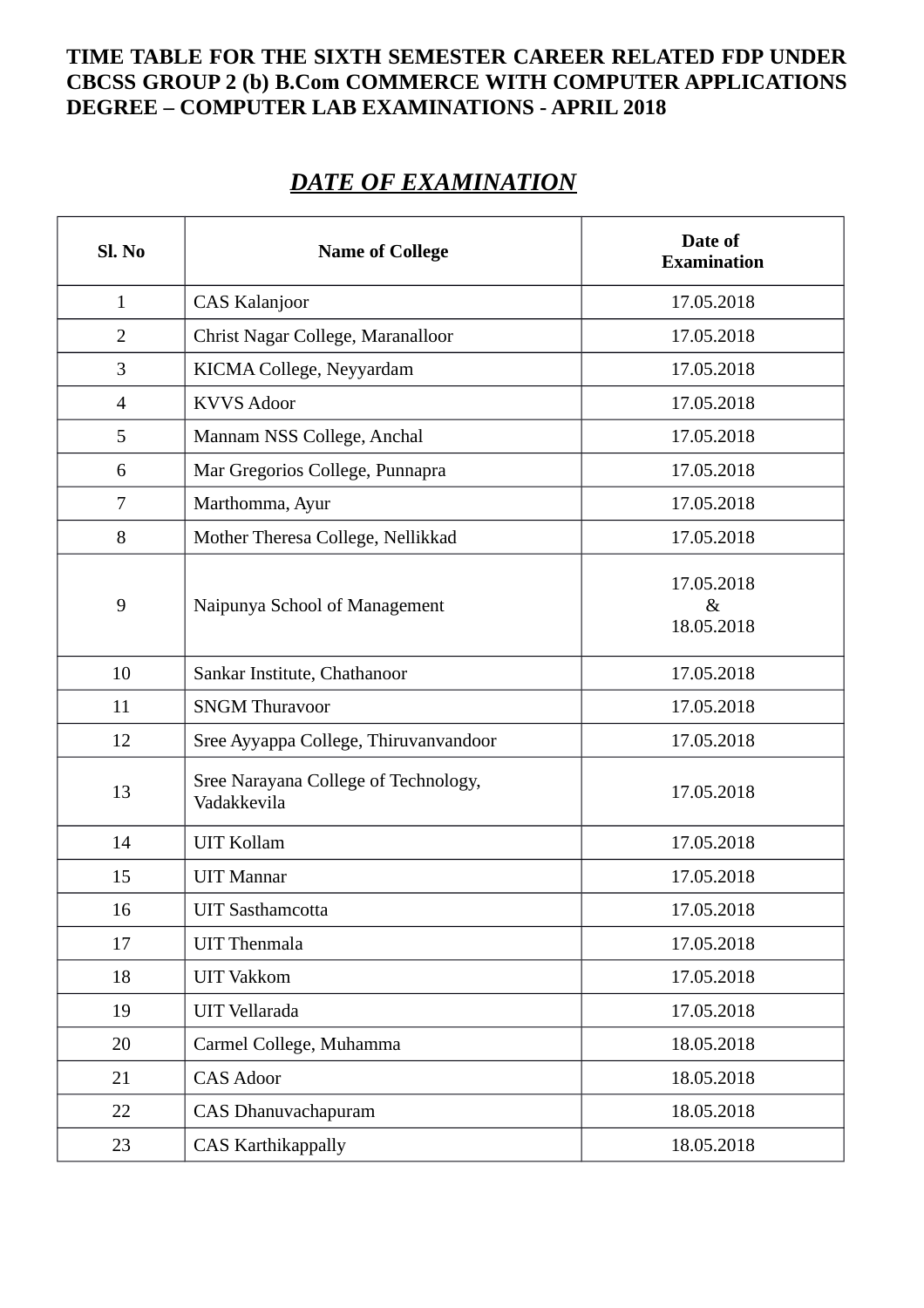**TIME TABLE FOR THE SIXTH SEMESTER CAREER RELATED FDP UNDER CBCSS GROUP 2 (b) B.Com COMMERCE WITH COMPUTER APPLICATIONS DEGREE – COMPUTER LAB EXAMINATIONS - APRIL 2018**

## ***DATE OF EXAMINATION***

| Sl. No | Name of College | Date of Examination |
|---|---|---|
| 1 | CAS Kalanjoor | 17.05.2018 |
| 2 | Christ Nagar College, Maranalloor | 17.05.2018 |
| 3 | KICMA College, Neyyardam | 17.05.2018 |
| 4 | KVVS Adoor | 17.05.2018 |
| 5 | Mannam NSS College, Anchal | 17.05.2018 |
| 6 | Mar Gregorios College, Punnapra | 17.05.2018 |
| 7 | Marthomma, Ayur | 17.05.2018 |
| 8 | Mother Theresa College, Nellikkad | 17.05.2018 |
| 9 | Naipunya School of Management | 17.05.2018 & 18.05.2018 |
| 10 | Sankar Institute, Chathanoor | 17.05.2018 |
| 11 | SNGM Thuravoor | 17.05.2018 |
| 12 | Sree Ayyappa College, Thiruvanvandoor | 17.05.2018 |
| 13 | Sree Narayana College of Technology, Vadakkevila | 17.05.2018 |
| 14 | UIT Kollam | 17.05.2018 |
| 15 | UIT Mannar | 17.05.2018 |
| 16 | UIT Sasthamcotta | 17.05.2018 |
| 17 | UIT Thenmala | 17.05.2018 |
| 18 | UIT Vakkom | 17.05.2018 |
| 19 | UIT Vellarada | 17.05.2018 |
| 20 | Carmel College, Muhamma | 18.05.2018 |
| 21 | CAS Adoor | 18.05.2018 |
| 22 | CAS Dhanuvachapuram | 18.05.2018 |
| 23 | CAS Karthikappally | 18.05.2018 |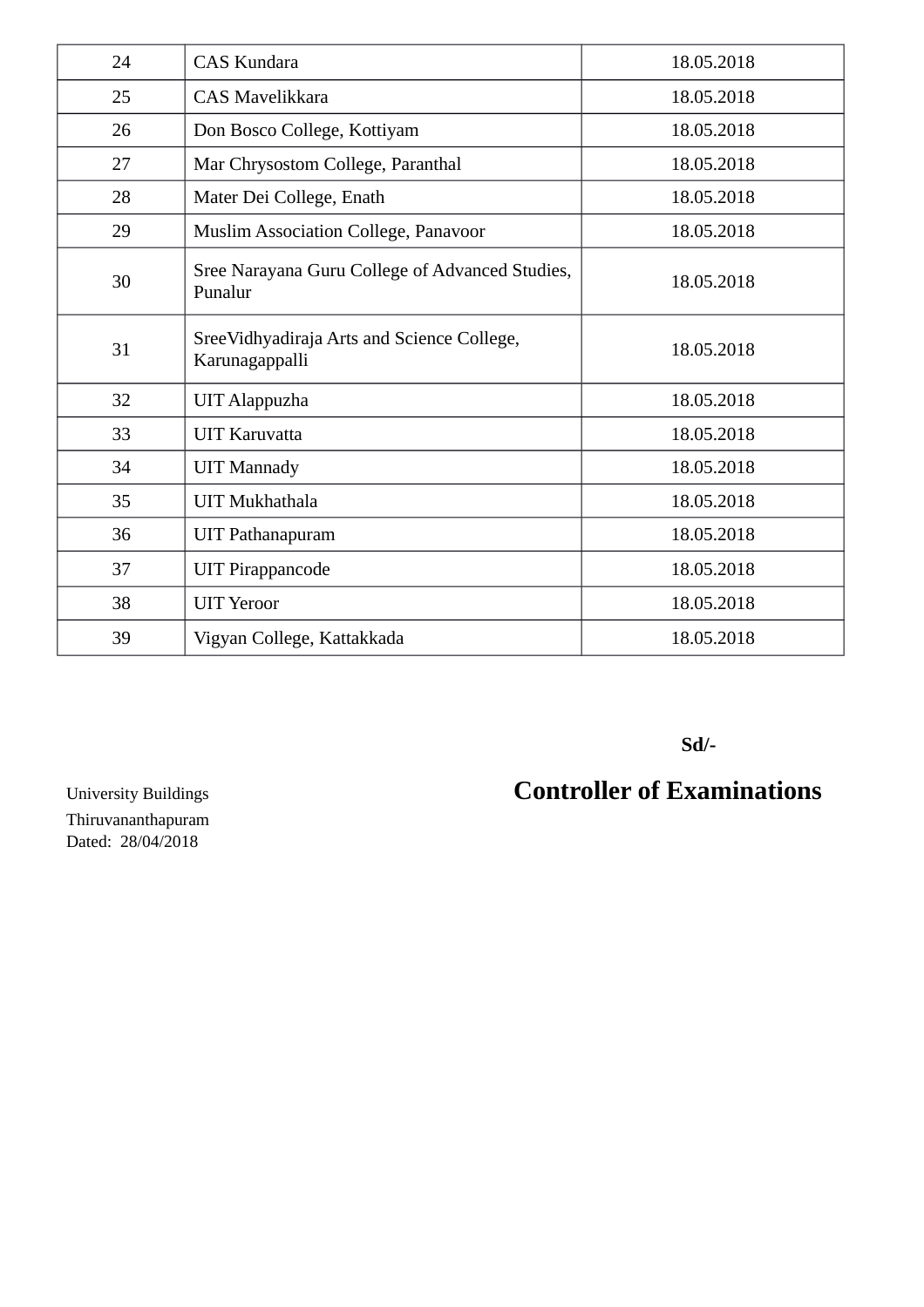| | | |
|---|---|---|
| 24 | CAS Kundara | 18.05.2018 |
| 25 | CAS Mavelikkara | 18.05.2018 |
| 26 | Don Bosco College, Kottiyam | 18.05.2018 |
| 27 | Mar Chrysostom College, Paranthal | 18.05.2018 |
| 28 | Mater Dei College, Enath | 18.05.2018 |
| 29 | Muslim Association College, Panavoor | 18.05.2018 |
| 30 | Sree Narayana Guru College of Advanced Studies, Punalur | 18.05.2018 |
| 31 | SreeVidhyadiraja Arts and Science College, Karunagappalli | 18.05.2018 |
| 32 | UIT Alappuzha | 18.05.2018 |
| 33 | UIT Karuvatta | 18.05.2018 |
| 34 | UIT Mannady | 18.05.2018 |
| 35 | UIT Mukhathala | 18.05.2018 |
| 36 | UIT Pathanapuram | 18.05.2018 |
| 37 | UIT Pirappancode | 18.05.2018 |
| 38 | UIT Yeroor | 18.05.2018 |
| 39 | Vigyan College, Kattakkada | 18.05.2018 |

**Sd/-**

**Controller of Examinations**

University Buildings
Thiruvananthapuram
Dated: 28/04/2018